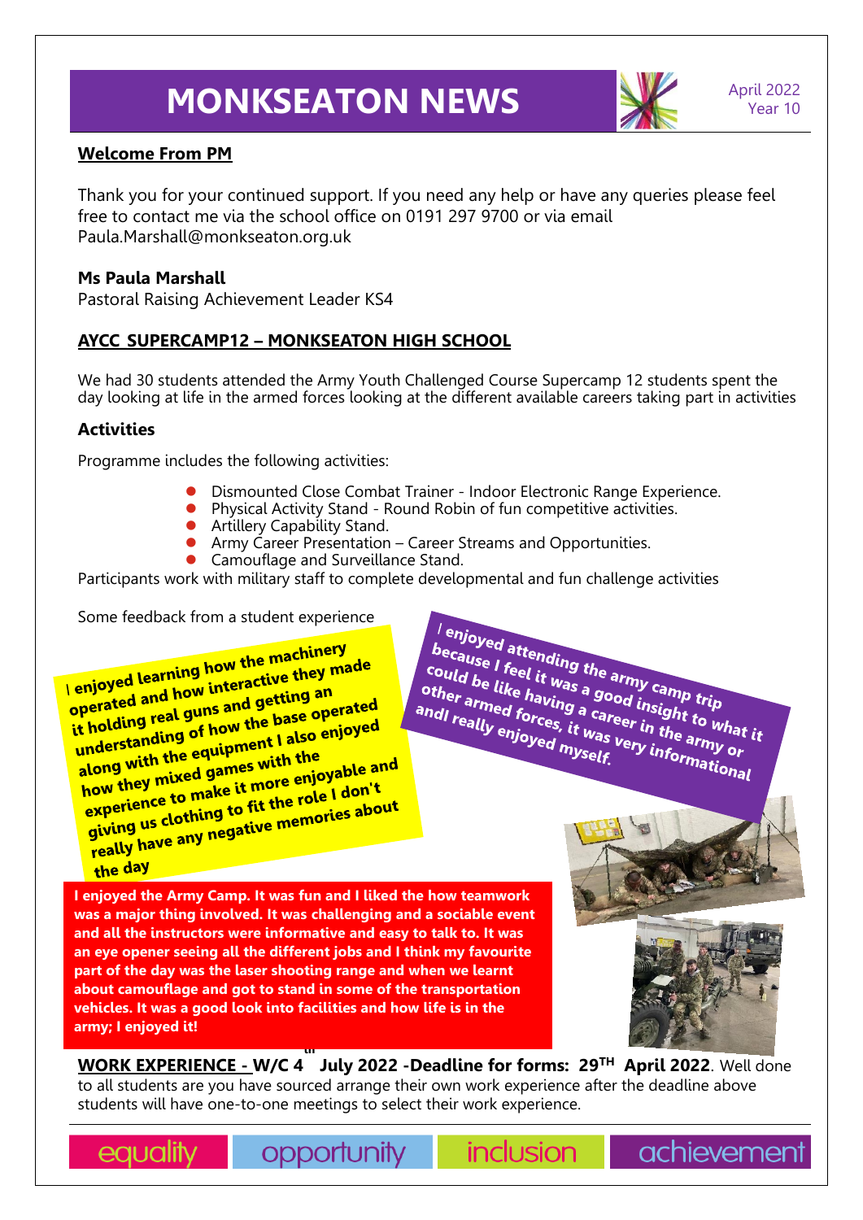# MONKSEATON NEWS

April 2022
Year 10

**Welcome From PM**

Thank you for your continued support. If you need any help or have any queries please feel free to contact me via the school office on 0191 297 9700 or via email Paula.Marshall@monkseaton.org.uk

**Ms Paula Marshall**
Pastoral Raising Achievement Leader KS4

## AYCC SUPERCAMP12 – MONKSEATON HIGH SCHOOL

We had 30 students attended the Army Youth Challenged Course Supercamp 12 students spent the day looking at life in the armed forces looking at the different available careers taking part in activities

### Activities

Programme includes the following activities:

- Dismounted Close Combat Trainer - Indoor Electronic Range Experience.
- Physical Activity Stand - Round Robin of fun competitive activities.
- Artillery Capability Stand.
- Army Career Presentation – Career Streams and Opportunities.
- Camouflage and Surveillance Stand.

Participants work with military staff to complete developmental and fun challenge activities

Some feedback from a student experience

**I enjoyed learning how the machinery operated and how interactive they made it holding real guns and getting an understanding of how the base operated along with the equipment I also enjoyed how they mixed games with the experience to make it more enjoyable and giving us clothing to fit the role I don't really have any negative memories about the day**

**I enjoyed attending the army camp trip because I feel it was a good insight to what it could be like having a career in the army or other armed forces, it was very informational andI really enjoyed myself.**

**I enjoyed the Army Camp. It was fun and I liked the how teamwork was a major thing involved. It was challenging and a sociable event and all the instructors were informative and easy to talk to. It was an eye opener seeing all the different jobs and I think my favourite part of the day was the laser shooting range and when we learnt about camouflage and got to stand in some of the transportation vehicles. It was a good look into facilities and how life is in the army; I enjoyed it!**

**WORK EXPERIENCE - W/C 4th July 2022 -Deadline for forms: 29TH April 2022**. Well done to all students are you have sourced arrange their own work experience after the deadline above students will have one-to-one meetings to select their work experience.

equality opportunity inclusion achievement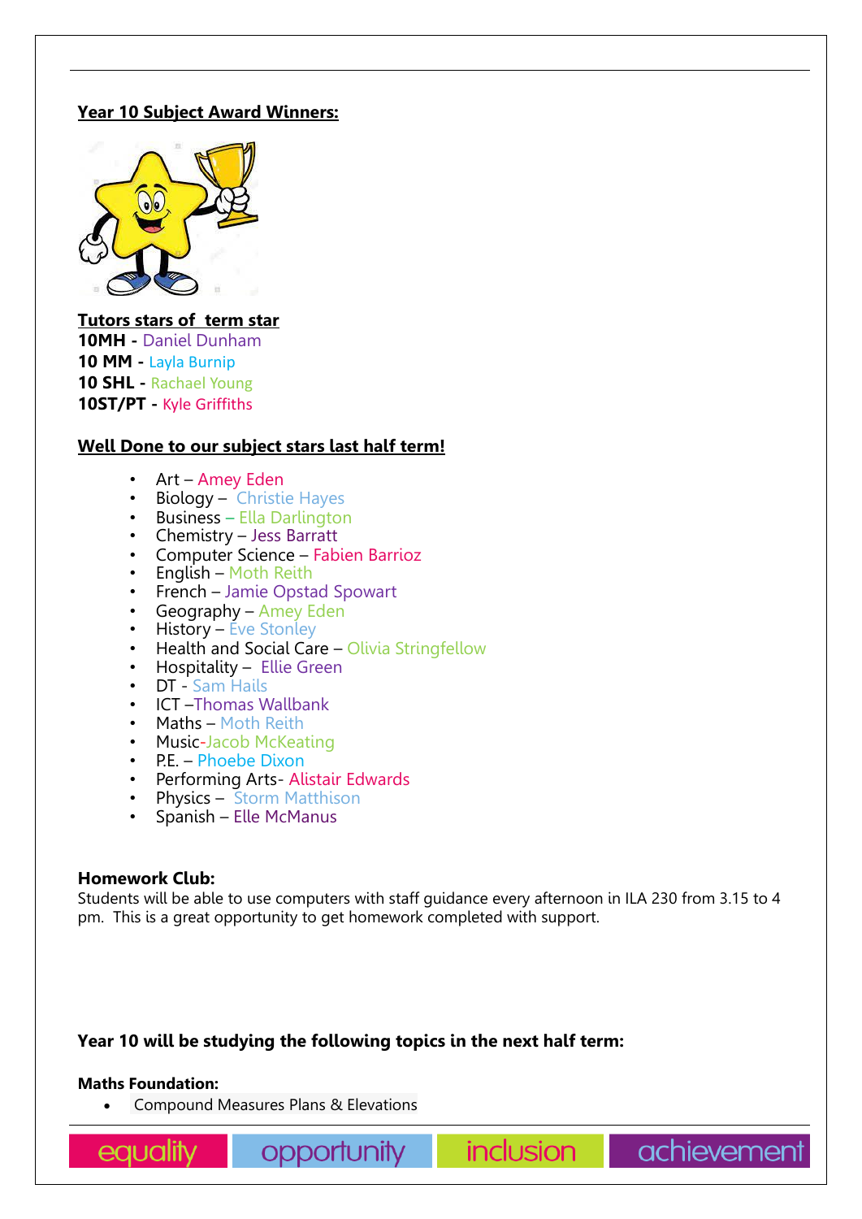## Year 10 Subject Award Winners:

**Tutors stars of term star**

**10MH -** Daniel Dunham
**10 MM -** Layla Burnip
**10 SHL -** Rachael Young
**10ST/PT -** Kyle Griffiths

**Well Done to our subject stars last half term!**

- Art – Amey Eden
- Biology – Christie Hayes
- Business – Ella Darlington
- Chemistry – Jess Barratt
- Computer Science – Fabien Barrioz
- English – Moth Reith
- French – Jamie Opstad Spowart
- Geography – Amey Eden
- History – Eve Stonley
- Health and Social Care – Olivia Stringfellow
- Hospitality – Ellie Green
- DT - Sam Hails
- ICT –Thomas Wallbank
- Maths – Moth Reith
- Music-Jacob McKeating
- P.E. – Phoebe Dixon
- Performing Arts- Alistair Edwards
- Physics – Storm Matthison
- Spanish – Elle McManus

**Homework Club:**

Students will be able to use computers with staff guidance every afternoon in ILA 230 from 3.15 to 4 pm. This is a great opportunity to get homework completed with support.

**Year 10 will be studying the following topics in the next half term:**

**Maths Foundation:**

- Compound Measures Plans & Elevations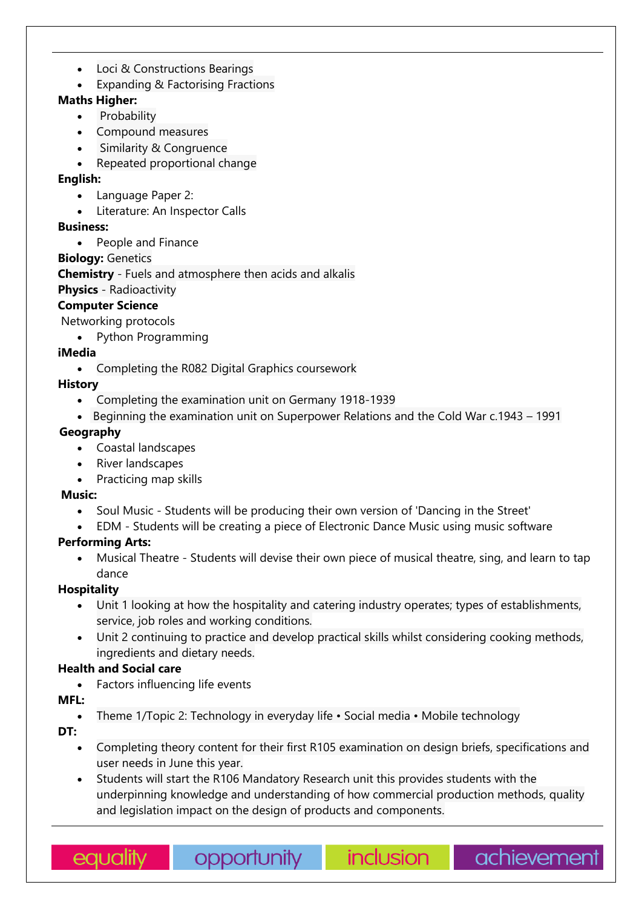- Loci & Constructions Bearings
- Expanding & Factorising Fractions

**Maths Higher:**

- Probability
- Compound measures
- Similarity & Congruence
- Repeated proportional change

**English:**

- Language Paper 2:
- Literature: An Inspector Calls

**Business:**

- People and Finance

**Biology:** Genetics

**Chemistry** - Fuels and atmosphere then acids and alkalis

**Physics** - Radioactivity

**Computer Science**

Networking protocols

- Python Programming

**iMedia**

- Completing the R082 Digital Graphics coursework

**History**

- Completing the examination unit on Germany 1918-1939
- Beginning the examination unit on Superpower Relations and the Cold War c.1943 – 1991

**Geography**

- Coastal landscapes
- River landscapes
- Practicing map skills

**Music:**

- Soul Music - Students will be producing their own version of 'Dancing in the Street'
- EDM - Students will be creating a piece of Electronic Dance Music using music software

**Performing Arts:**

- Musical Theatre - Students will devise their own piece of musical theatre, sing, and learn to tap dance

**Hospitality**

- Unit 1 looking at how the hospitality and catering industry operates; types of establishments, service, job roles and working conditions.
- Unit 2 continuing to practice and develop practical skills whilst considering cooking methods, ingredients and dietary needs.

**Health and Social care**

- Factors influencing life events

**MFL:**

- Theme 1/Topic 2: Technology in everyday life • Social media • Mobile technology

**DT:**

- Completing theory content for their first R105 examination on design briefs, specifications and user needs in June this year.
- Students will start the R106 Mandatory Research unit this provides students with the underpinning knowledge and understanding of how commercial production methods, quality and legislation impact on the design of products and components.

equality opportunity inclusion achievement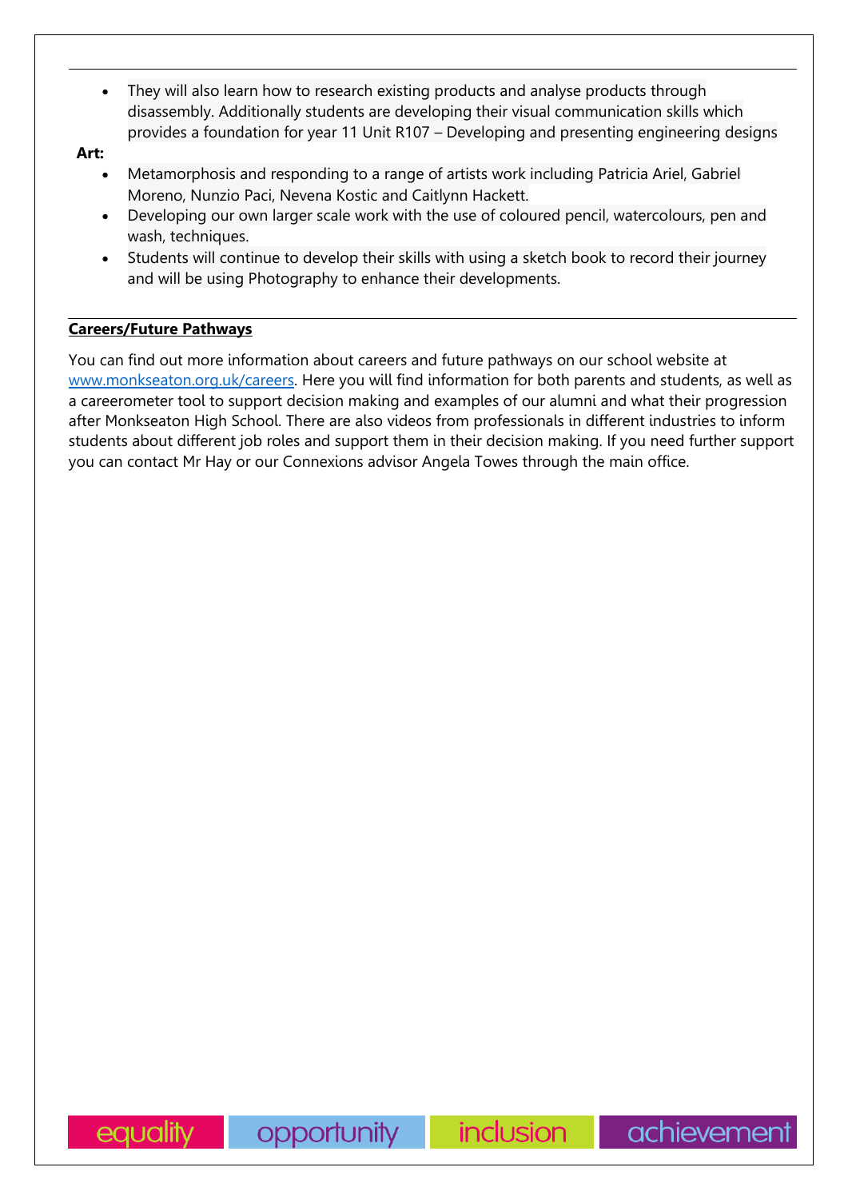- They will also learn how to research existing products and analyse products through disassembly. Additionally students are developing their visual communication skills which provides a foundation for year 11 Unit R107 – Developing and presenting engineering designs

**Art:**

- Metamorphosis and responding to a range of artists work including Patricia Ariel, Gabriel Moreno, Nunzio Paci, Nevena Kostic and Caitlynn Hackett.
- Developing our own larger scale work with the use of coloured pencil, watercolours, pen and wash, techniques.
- Students will continue to develop their skills with using a sketch book to record their journey and will be using Photography to enhance their developments.

**Careers/Future Pathways**

You can find out more information about careers and future pathways on our school website at [www.monkseaton.org.uk/careers](www.monkseaton.org.uk/careers). Here you will find information for both parents and students, as well as a careerometer tool to support decision making and examples of our alumni and what their progression after Monkseaton High School. There are also videos from professionals in different industries to inform students about different job roles and support them in their decision making. If you need further support you can contact Mr Hay or our Connexions advisor Angela Towes through the main office.